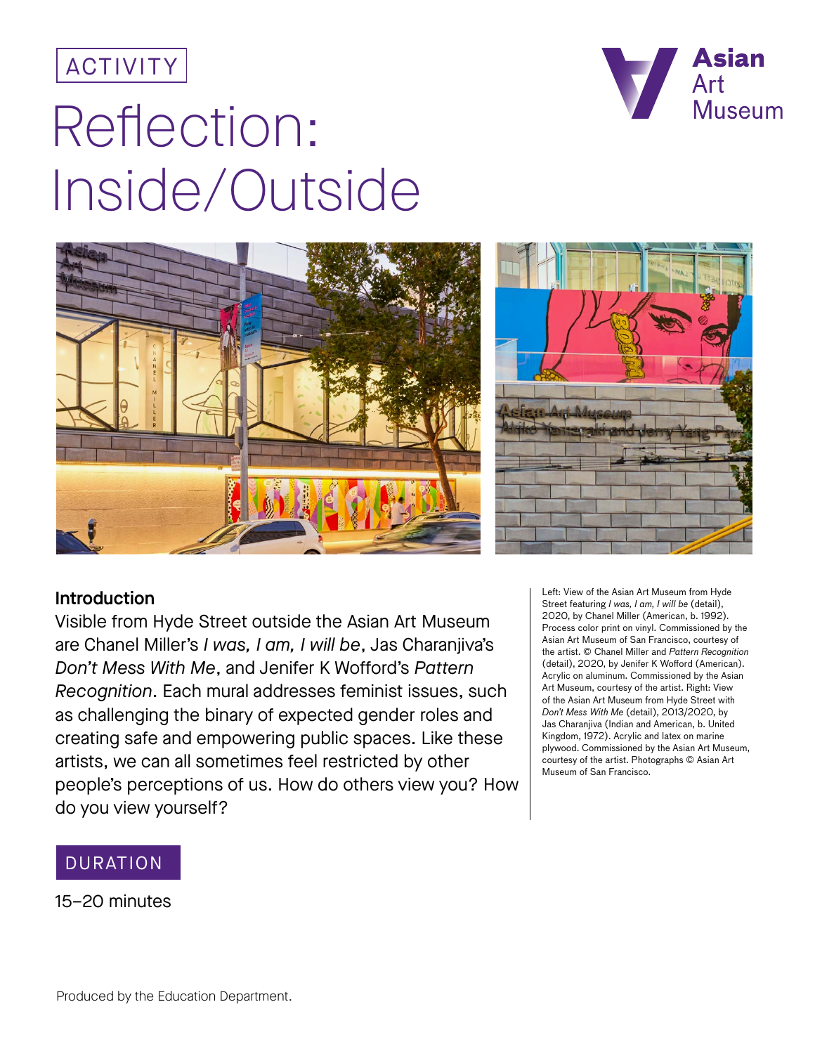ACTIVITY

# Reflection: Inside/Outside

## Introduction

Visible from Hyde Street outside the Asian Art Museum are Chanel Miller's *I was, I am, I will be*, Jas Charanjiva's *Don't Mess With Me*, and Jenifer K Wofford's *Pattern Recognition*. Each mural addresses feminist issues, such as challenging the binary of expected gender roles and creating safe and empowering public spaces. Like these artists, we can all sometimes feel restricted by other people's perceptions of us. How do others view you? How do you view yourself?

Left: View of the Asian Art Museum from Hyde Street featuring *I was, I am, I will be* (detail), 2020, by Chanel Miller (American, b. 1992). Process color print on vinyl. Commissioned by the Asian Art Museum of San Francisco, courtesy of the artist. © Chanel Miller and *Pattern Recognition* (detail), 2020, by Jenifer K Wofford (American). Acrylic on aluminum. Commissioned by the Asian Art Museum, courtesy of the artist. Right: View of the Asian Art Museum from Hyde Street with *Don't Mess With Me* (detail), 2013/2020, by Jas Charanjiva (Indian and American, b. United Kingdom, 1972). Acrylic and latex on marine plywood. Commissioned by the Asian Art Museum, courtesy of the artist. Photographs © Asian Art Museum of San Francisco.

## DURATION

15–20 minutes

Produced by the Education Department.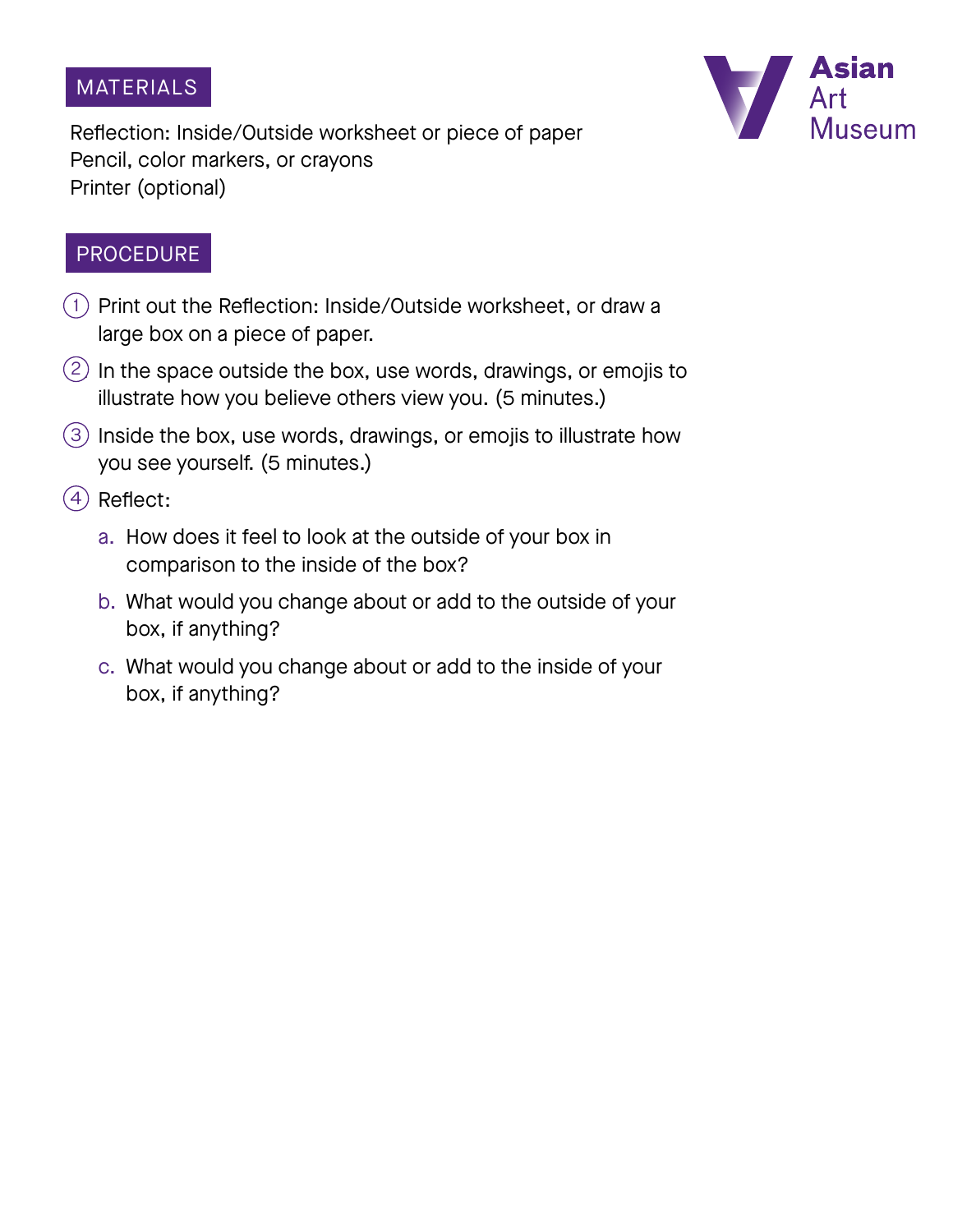## MATERIALS

Reflection: Inside/Outside worksheet or piece of paper
Pencil, color markers, or crayons
Printer (optional)

## PROCEDURE

1. Print out the Reflection: Inside/Outside worksheet, or draw a large box on a piece of paper.
2. In the space outside the box, use words, drawings, or emojis to illustrate how you believe others view you. (5 minutes.)
3. Inside the box, use words, drawings, or emojis to illustrate how you see yourself. (5 minutes.)
4. Reflect:
   a. How does it feel to look at the outside of your box in comparison to the inside of the box?
   b. What would you change about or add to the outside of your box, if anything?
   c. What would you change about or add to the inside of your box, if anything?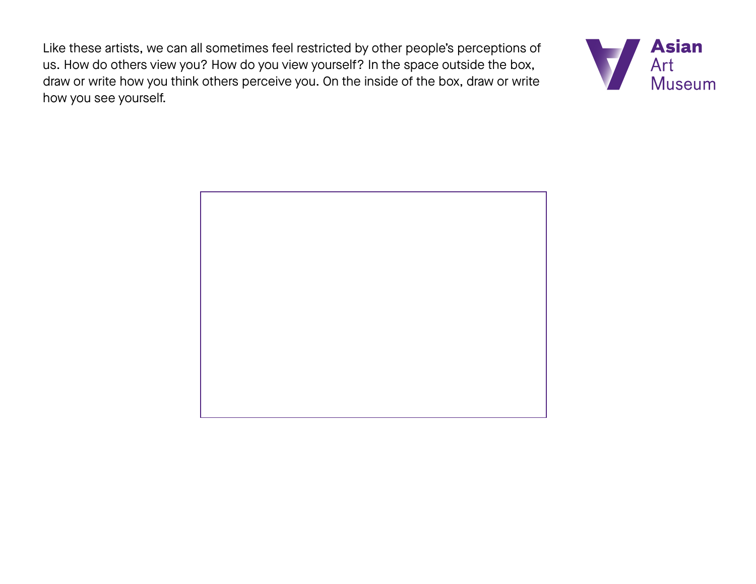Like these artists, we can all sometimes feel restricted by other people's perceptions of us. How do others view you? How do you view yourself? In the space outside the box, draw or write how you think others perceive you. On the inside of the box, draw or write how you see yourself.

**Asian**
Art
Museum